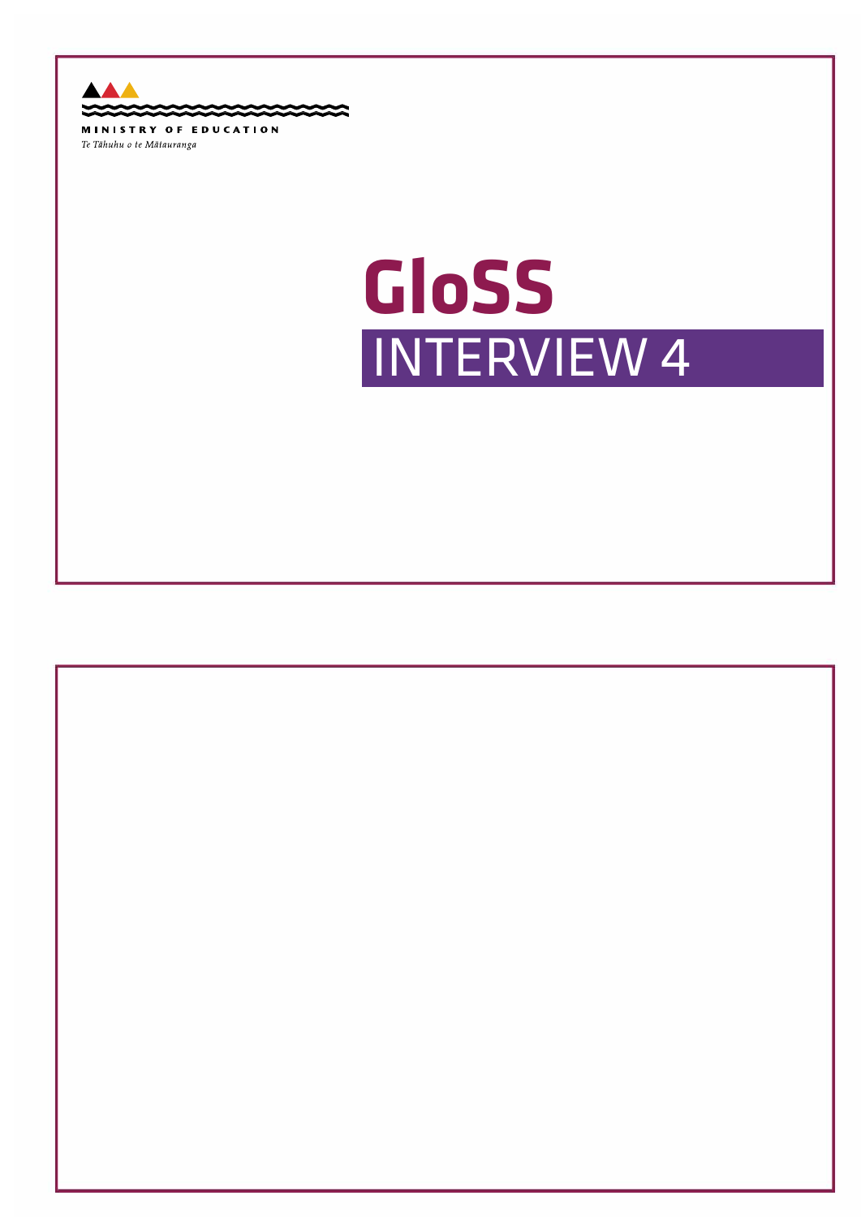MINISTRY OF EDUCATION

*Te Tāhuhu o te Mātauranga*

# GloSS

## INTERVIEW 4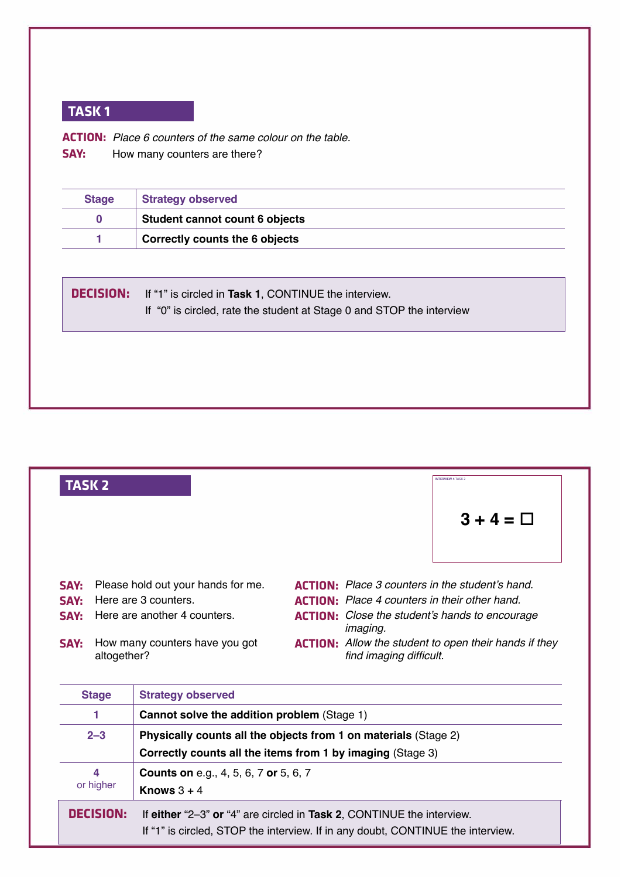## TASK 1

**ACTION:** *Place 6 counters of the same colour on the table.*

**SAY:** How many counters are there?

| Stage | Strategy observed |
|---|---|
| 0 | **Student cannot count 6 objects** |
| 1 | **Correctly counts the 6 objects** |

**DECISION:** If "1" is circled in **Task 1**, CONTINUE the interview.
If "0" is circled, rate the student at Stage 0 and STOP the interview

## TASK 2

INTERVIEW 4 TASK 2

**3 + 4 = □**

**SAY:** Please hold out your hands for me.

**SAY:** Here are 3 counters.

**SAY:** Here are another 4 counters.

**SAY:** How many counters have you got altogether?

**ACTION:** *Place 3 counters in the student's hand.*

**ACTION:** *Place 4 counters in their other hand.*

**ACTION:** *Close the student's hands to encourage imaging.*

**ACTION:** *Allow the student to open their hands if they find imaging difficult.*

| Stage | Strategy observed |
|---|---|
| 1 | **Cannot solve the addition problem** (Stage 1) |
| 2–3 | **Physically counts all the objects from 1 on materials** (Stage 2)<br>**Correctly counts all the items from 1 by imaging** (Stage 3) |
| 4<br>or higher | **Counts on** e.g., 4, 5, 6, 7 **or** 5, 6, 7<br>**Knows** 3 + 4 |

**DECISION:** If **either** "2–3" **or** "4" are circled in **Task 2**, CONTINUE the interview.
If "1" is circled, STOP the interview. If in any doubt, CONTINUE the interview.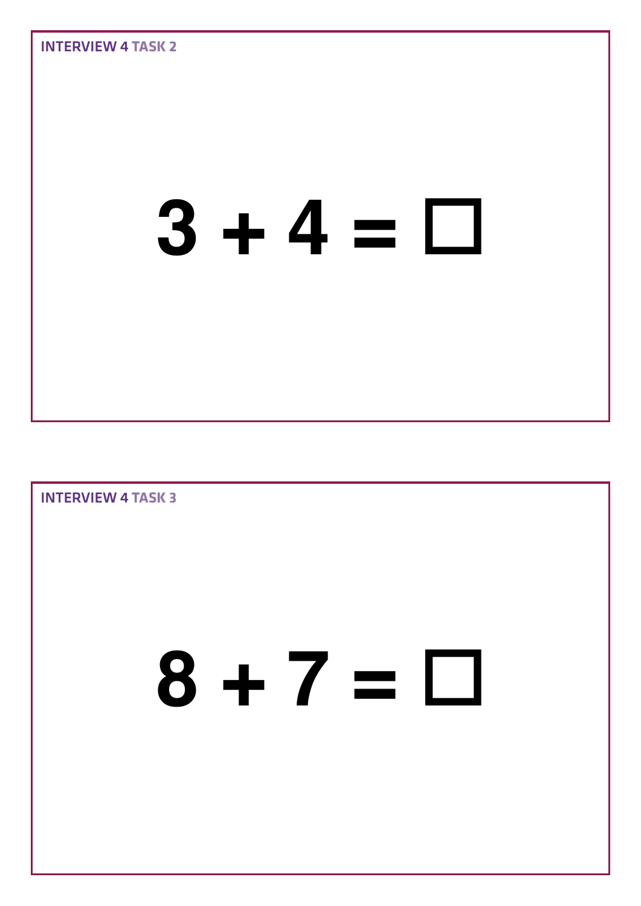**INTERVIEW 4 TASK 2**

$$3 + 4 = \square$$

**INTERVIEW 4 TASK 3**

$$8 + 7 = \square$$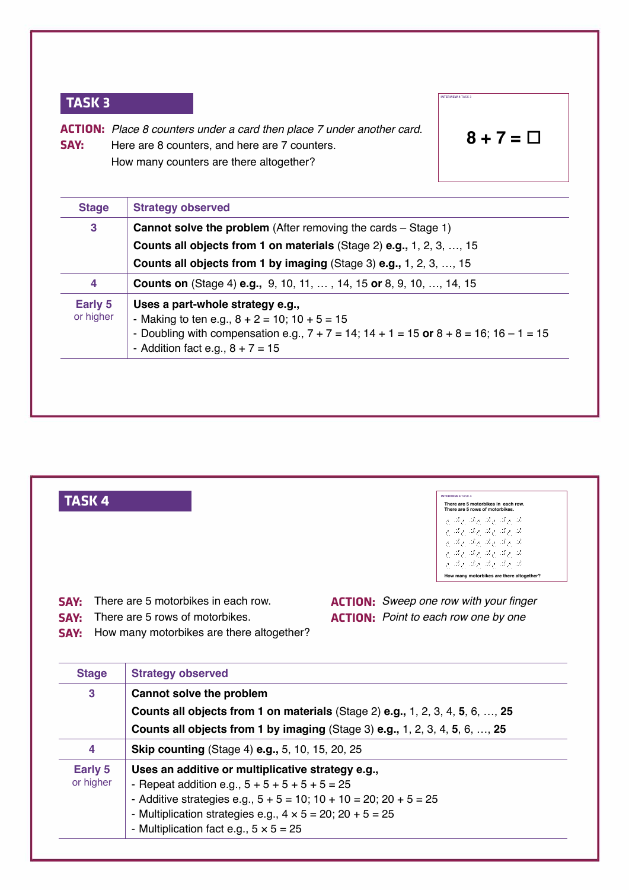## TASK 3

**ACTION:** *Place 8 counters under a card then place 7 under another card.*
**SAY:** Here are 8 counters, and here are 7 counters.
How many counters are there altogether?

INTERVIEW 4 TASK 3

$8 + 7 = \square$

| Stage | Strategy observed |
| --- | --- |
| 3 | **Cannot solve the problem** (After removing the cards – Stage 1)<br>**Counts all objects from 1 on materials** (Stage 2) **e.g.,** 1, 2, 3, …, 15<br>**Counts all objects from 1 by imaging** (Stage 3) **e.g.,** 1, 2, 3, …, 15 |
| 4 | **Counts on** (Stage 4) **e.g.,** 9, 10, 11, … , 14, 15 **or** 8, 9, 10, …, 14, 15 |
| Early 5 or higher | **Uses a part-whole strategy e.g.,**<br>- Making to ten e.g., 8 + 2 = 10; 10 + 5 = 15<br>- Doubling with compensation e.g., 7 + 7 = 14; 14 + 1 = 15 **or** 8 + 8 = 16; 16 – 1 = 15<br>- Addition fact e.g., 8 + 7 = 15 |

## TASK 4

INTERVIEW 4 TASK 4

There are 5 motorbikes in each row.
There are 5 rows of motorbikes.

How many motorbikes are there altogether?

**SAY:** There are 5 motorbikes in each row.
**SAY:** There are 5 rows of motorbikes.
**SAY:** How many motorbikes are there altogether?

**ACTION:** *Sweep one row with your finger*
**ACTION:** *Point to each row one by one*

| Stage | Strategy observed |
| --- | --- |
| 3 | **Cannot solve the problem**<br>**Counts all objects from 1 on materials** (Stage 2) **e.g.,** 1, 2, 3, 4, **5**, 6, …, **25**<br>**Counts all objects from 1 by imaging** (Stage 3) **e.g.,** 1, 2, 3, 4, **5**, 6, …, **25** |
| 4 | **Skip counting** (Stage 4) **e.g.,** 5, 10, 15, 20, 25 |
| Early 5 or higher | **Uses an additive or multiplicative strategy e.g.,**<br>- Repeat addition e.g., 5 + 5 + 5 + 5 + 5 = 25<br>- Additive strategies e.g., 5 + 5 = 10; 10 + 10 = 20; 20 + 5 = 25<br>- Multiplication strategies e.g., 4 × 5 = 20; 20 + 5 = 25<br>- Multiplication fact e.g., 5 × 5 = 25 |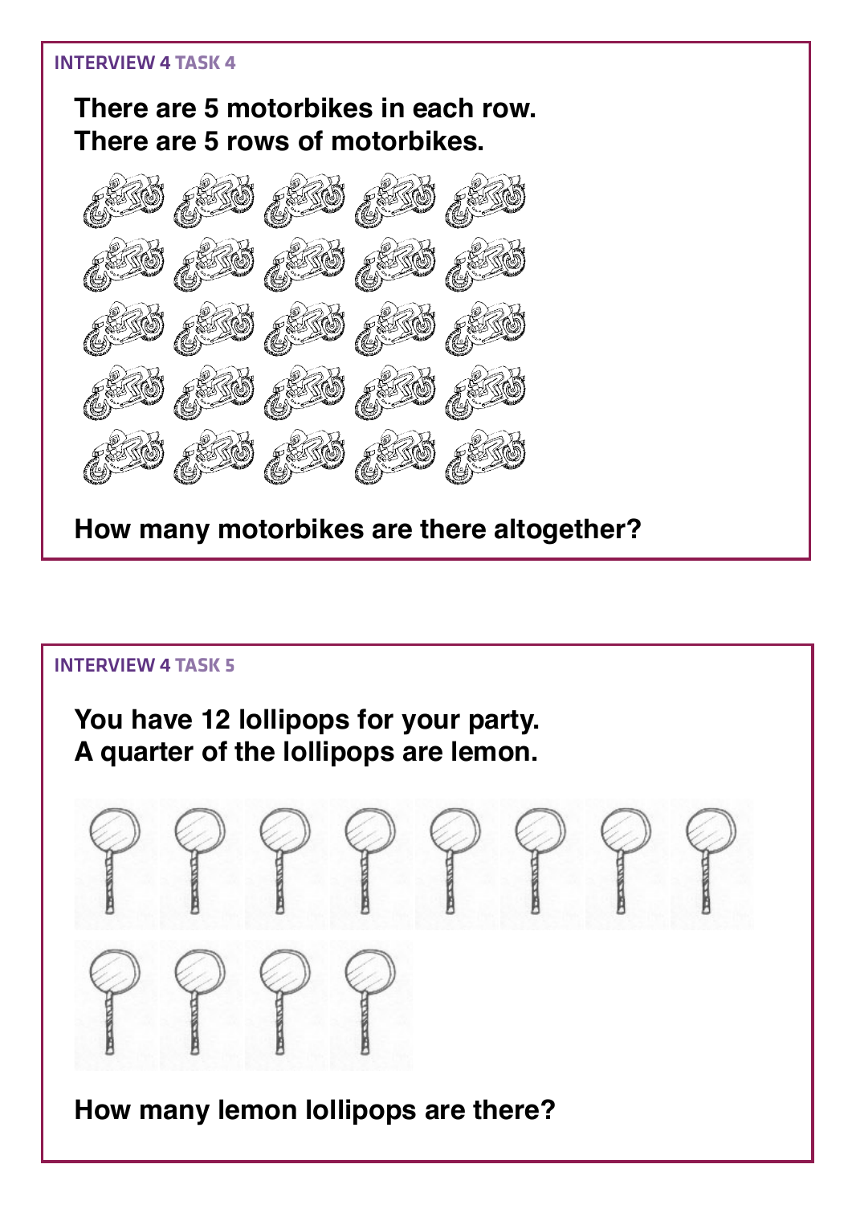#### INTERVIEW 4 TASK 4

**There are 5 motorbikes in each row.**
**There are 5 rows of motorbikes.**

**How many motorbikes are there altogether?**

#### INTERVIEW 4 TASK 5

**You have 12 lollipops for your party.**
**A quarter of the lollipops are lemon.**

**How many lemon lollipops are there?**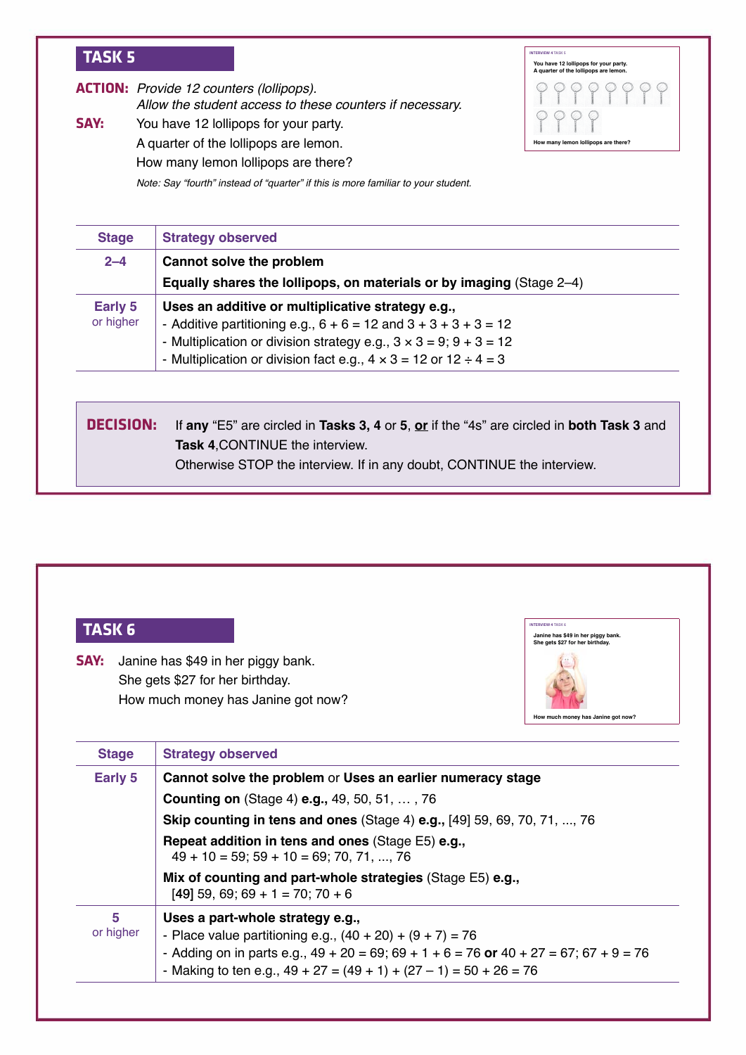## TASK 5

**ACTION:** *Provide 12 counters (lollipops).*
*Allow the student access to these counters if necessary.*

**SAY:** You have 12 lollipops for your party.
A quarter of the lollipops are lemon.
How many lemon lollipops are there?

*Note: Say "fourth" instead of "quarter" if this is more familiar to your student.*

INTERVIEW 4 TASK 5

You have 12 lollipops for your party.
A quarter of the lollipops are lemon.

How many lemon lollipops are there?

| Stage | Strategy observed |
|---|---|
| 2–4 | **Cannot solve the problem**<br>**Equally shares the lollipops, on materials or by imaging** (Stage 2–4) |
| Early 5 or higher | **Uses an additive or multiplicative strategy e.g.,**<br>- Additive partitioning e.g., $6 + 6 = 12$ and $3 + 3 + 3 + 3 = 12$<br>- Multiplication or division strategy e.g., $3 \times 3 = 9$; $9 + 3 = 12$<br>- Multiplication or division fact e.g., $4 \times 3 = 12$ or $12 \div 4 = 3$ |

**DECISION:** If **any** "E5" are circled in **Tasks 3, 4** or **5**, **or** if the "4s" are circled in **both Task 3** and **Task 4**,CONTINUE the interview.
Otherwise STOP the interview. If in any doubt, CONTINUE the interview.

## TASK 6

**SAY:** Janine has $49 in her piggy bank.
She gets $27 for her birthday.
How much money has Janine got now?

INTERVIEW 4 TASK 6

Janine has $49 in her piggy bank.
She gets $27 for her birthday.

How much money has Janine got now?

| Stage | Strategy observed |
|---|---|
| Early 5 | **Cannot solve the problem** or **Uses an earlier numeracy stage**<br>**Counting on** (Stage 4) **e.g.,** 49, 50, 51, … , 76<br>**Skip counting in tens and ones** (Stage 4) **e.g.,** [49] 59, 69, 70, 71, ..., 76<br>**Repeat addition in tens and ones** (Stage E5) **e.g.,**<br>$49 + 10 = 59$; $59 + 10 = 69$; 70, 71, ..., 76<br>**Mix of counting and part-whole strategies** (Stage E5) **e.g.,**<br>[**49**] 59, 69; $69 + 1 = 70$; $70 + 6$ |
| 5 or higher | **Uses a part-whole strategy e.g.,**<br>- Place value partitioning e.g., $(40 + 20) + (9 + 7) = 76$<br>- Adding on in parts e.g., $49 + 20 = 69$; $69 + 1 + 6 = 76$ **or** $40 + 27 = 67$; $67 + 9 = 76$<br>- Making to ten e.g., $49 + 27 = (49 + 1) + (27 – 1) = 50 + 26 = 76$ |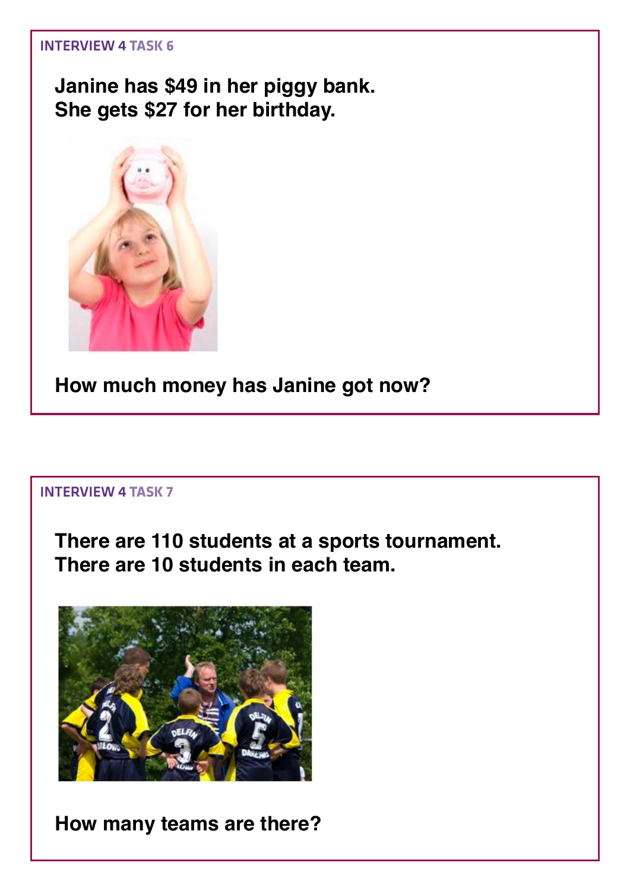INTERVIEW 4 TASK 6

**Janine has $49 in her piggy bank.**
**She gets $27 for her birthday.**

**How much money has Janine got now?**

INTERVIEW 4 TASK 7

**There are 110 students at a sports tournament.**
**There are 10 students in each team.**

**How many teams are there?**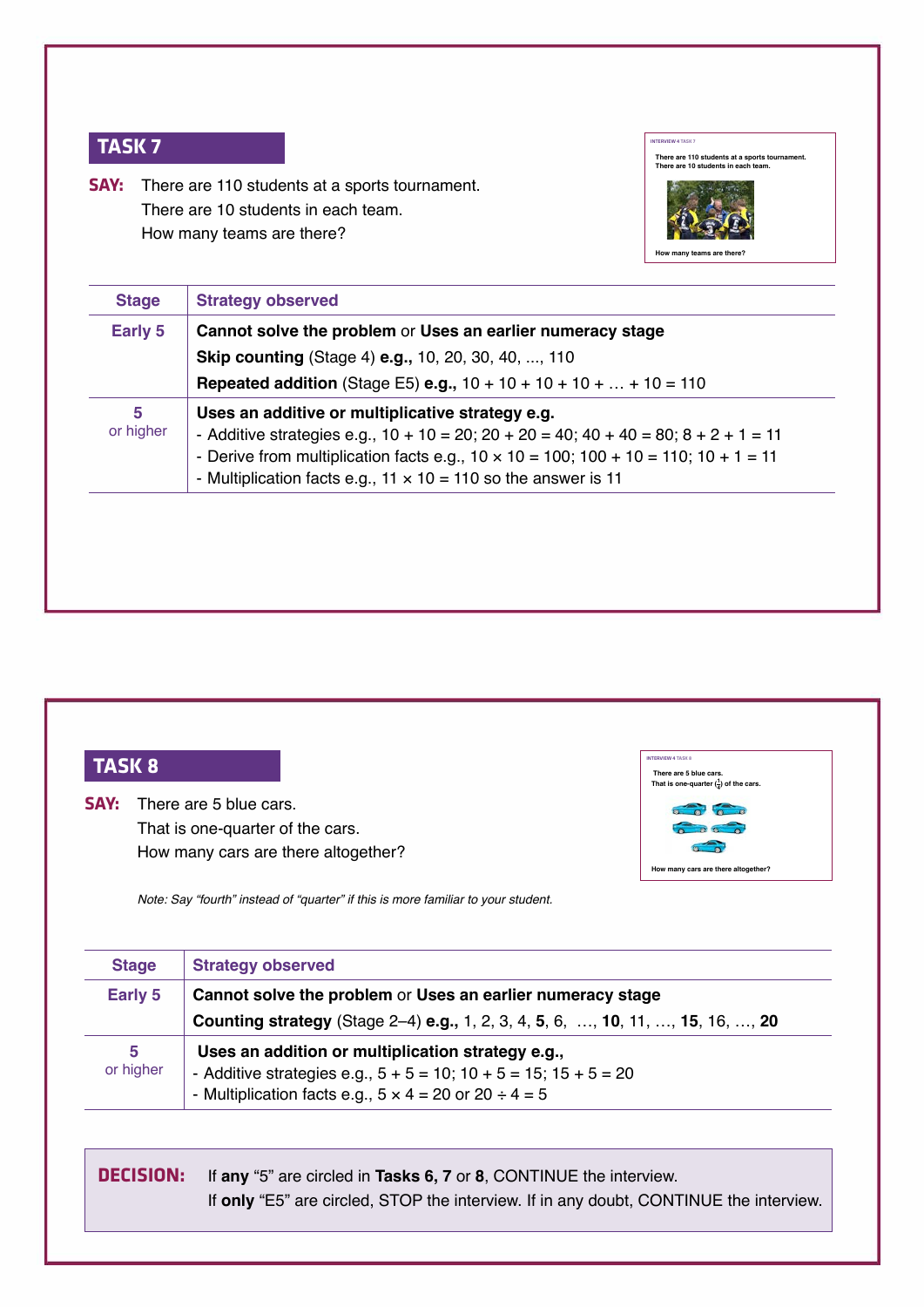## TASK 7

**SAY:** There are 110 students at a sports tournament.
There are 10 students in each team.
How many teams are there?

| Stage | Strategy observed |
|---|---|
| Early 5 | **Cannot solve the problem** or **Uses an earlier numeracy stage**<br>**Skip counting** (Stage 4) **e.g.,** 10, 20, 30, 40, ..., 110<br>**Repeated addition** (Stage E5) **e.g.,** 10 + 10 + 10 + 10 + … + 10 = 110 |
| 5 or higher | **Uses an additive or multiplicative strategy e.g.**<br>- Additive strategies e.g., 10 + 10 = 20; 20 + 20 = 40; 40 + 40 = 80; 8 + 2 + 1 = 11<br>- Derive from multiplication facts e.g., 10 × 10 = 100; 100 + 10 = 110; 10 + 1 = 11<br>- Multiplication facts e.g., 11 × 10 = 110 so the answer is 11 |

## TASK 8

**SAY:** There are 5 blue cars.
That is one-quarter of the cars.
How many cars are there altogether?

*Note: Say "fourth" instead of "quarter" if this is more familiar to your student.*

| Stage | Strategy observed |
|---|---|
| Early 5 | **Cannot solve the problem** or **Uses an earlier numeracy stage**<br>**Counting strategy** (Stage 2–4) **e.g.,** 1, 2, 3, 4, **5**, 6, …, **10**, 11, …, **15**, 16, …, **20** |
| 5 or higher | **Uses an addition or multiplication strategy e.g.,**<br>- Additive strategies e.g., 5 + 5 = 10; 10 + 5 = 15; 15 + 5 = 20<br>- Multiplication facts e.g., 5 × 4 = 20 or 20 ÷ 4 = 5 |

**DECISION:** If **any** "5" are circled in **Tasks 6, 7** or **8**, CONTINUE the interview.
If **only** "E5" are circled, STOP the interview. If in any doubt, CONTINUE the interview.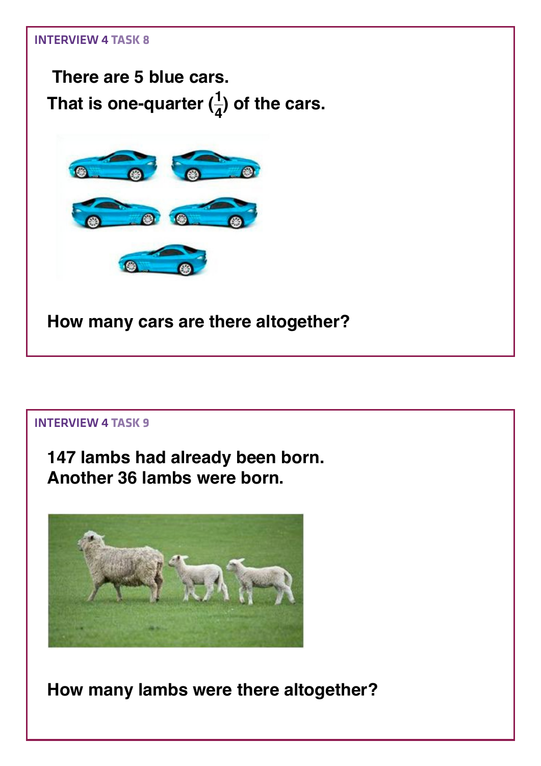INTERVIEW 4 TASK 8

**There are 5 blue cars.**
**That is one-quarter ($\frac{1}{4}$) of the cars.**

**How many cars are there altogether?**

INTERVIEW 4 TASK 9

**147 lambs had already been born.**
**Another 36 lambs were born.**

**How many lambs were there altogether?**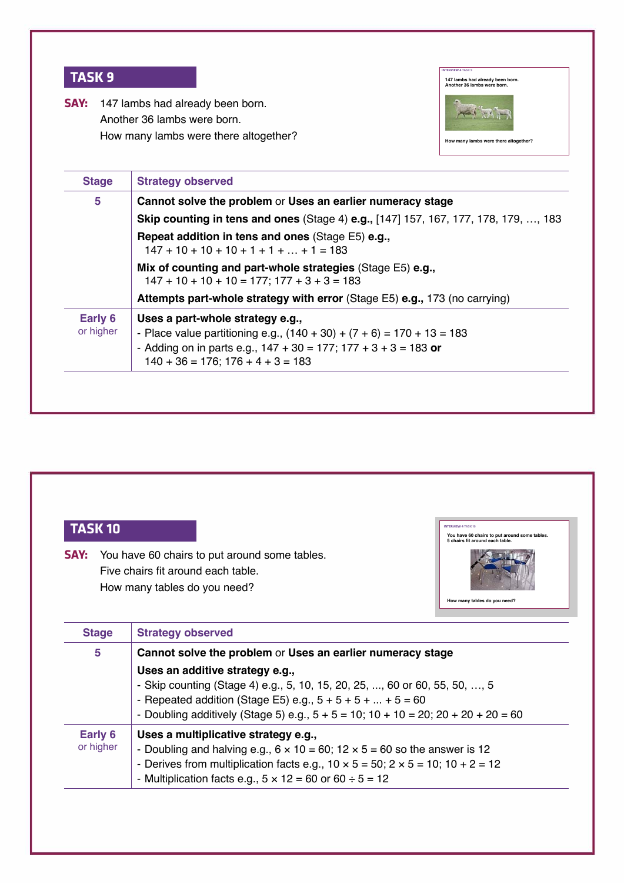## TASK 9

**SAY:** 147 lambs had already been born.
Another 36 lambs were born.
How many lambs were there altogether?

| Stage | Strategy observed |
|---|---|
| 5 | **Cannot solve the problem** or **Uses an earlier numeracy stage**<br>**Skip counting in tens and ones** (Stage 4) **e.g.,** [147] 157, 167, 177, 178, 179, …, 183<br>**Repeat addition in tens and ones** (Stage E5) **e.g.,** 147 + 10 + 10 + 10 + 1 + 1 + … + 1 = 183<br>**Mix of counting and part-whole strategies** (Stage E5) **e.g.,** 147 + 10 + 10 + 10 = 177; 177 + 3 + 3 = 183<br>**Attempts part-whole strategy with error** (Stage E5) **e.g.,** 173 (no carrying) |
| Early 6 or higher | **Uses a part-whole strategy e.g.,**<br>- Place value partitioning e.g., (140 + 30) + (7 + 6) = 170 + 13 = 183<br>- Adding on in parts e.g., 147 + 30 = 177; 177 + 3 + 3 = 183 **or** 140 + 36 = 176; 176 + 4 + 3 = 183 |

## TASK 10

**SAY:** You have 60 chairs to put around some tables.
Five chairs fit around each table.
How many tables do you need?

| Stage | Strategy observed |
|---|---|
| 5 | **Cannot solve the problem** or **Uses an earlier numeracy stage**<br>**Uses an additive strategy e.g.,**<br>- Skip counting (Stage 4) e.g., 5, 10, 15, 20, 25, ..., 60 or 60, 55, 50, …, 5<br>- Repeated addition (Stage E5) e.g., 5 + 5 + 5 + ... + 5 = 60<br>- Doubling additively (Stage 5) e.g., 5 + 5 = 10; 10 + 10 = 20; 20 + 20 + 20 = 60 |
| Early 6 or higher | **Uses a multiplicative strategy e.g.,**<br>- Doubling and halving e.g., 6 × 10 = 60; 12 × 5 = 60 so the answer is 12<br>- Derives from multiplication facts e.g., 10 × 5 = 50; 2 × 5 = 10; 10 + 2 = 12<br>- Multiplication facts e.g., 5 × 12 = 60 or 60 ÷ 5 = 12 |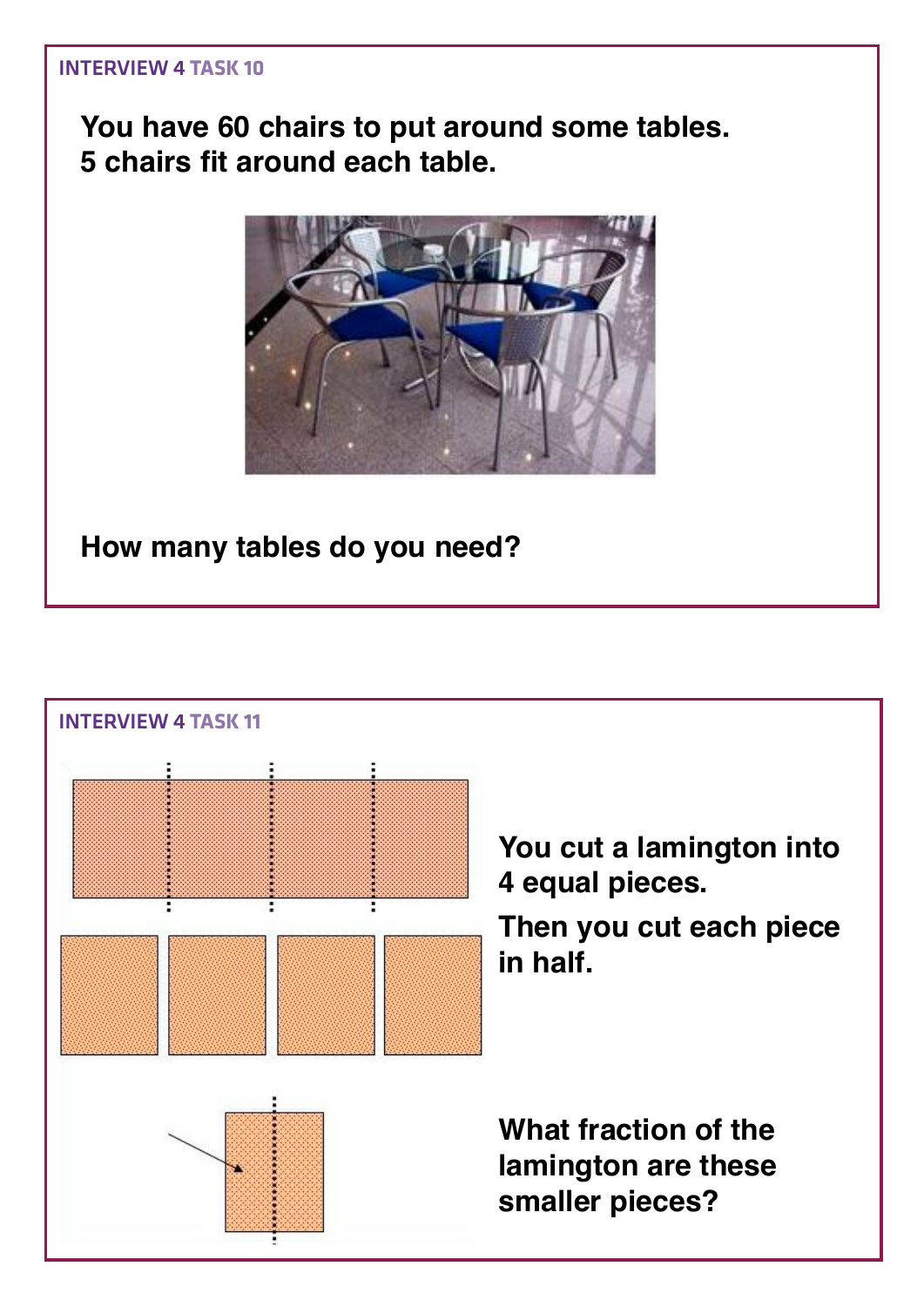INTERVIEW 4 TASK 10

**You have 60 chairs to put around some tables.**
**5 chairs fit around each table.**

**How many tables do you need?**

INTERVIEW 4 TASK 11

**You cut a lamington into 4 equal pieces.**

**Then you cut each piece in half.**

**What fraction of the lamington are these smaller pieces?**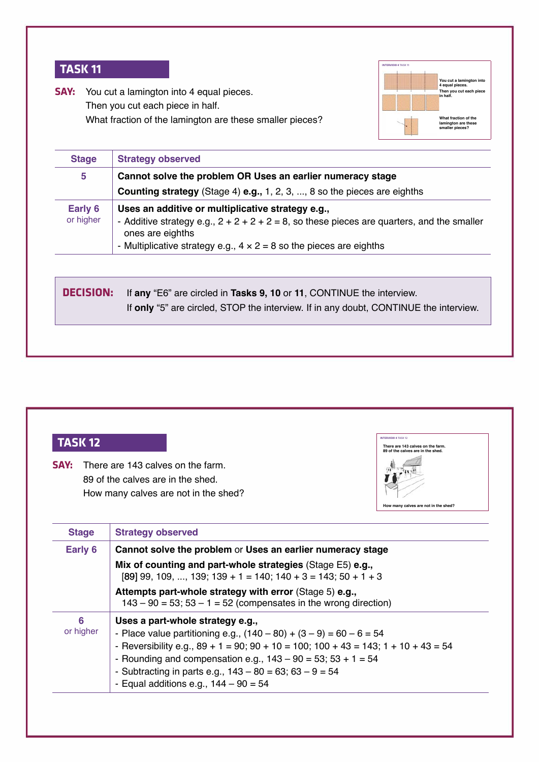## TASK 11

**SAY:** You cut a lamington into 4 equal pieces.
Then you cut each piece in half.
What fraction of the lamington are these smaller pieces?

| Stage | Strategy observed |
|---|---|
| 5 | **Cannot solve the problem OR Uses an earlier numeracy stage** <br> **Counting strategy** (Stage 4) **e.g.,** 1, 2, 3, ..., 8 so the pieces are eighths |
| Early 6 or higher | **Uses an additive or multiplicative strategy e.g.,** <br> - Additive strategy e.g., 2 + 2 + 2 + 2 = 8, so these pieces are quarters, and the smaller ones are eighths <br> - Multiplicative strategy e.g., 4 × 2 = 8 so the pieces are eighths |

**DECISION:** If **any** "E6" are circled in **Tasks 9, 10** or **11**, CONTINUE the interview.
If **only** "5" are circled, STOP the interview. If in any doubt, CONTINUE the interview.

## TASK 12

**SAY:** There are 143 calves on the farm.
89 of the calves are in the shed.
How many calves are not in the shed?

| Stage | Strategy observed |
|---|---|
| Early 6 | **Cannot solve the problem** or **Uses an earlier numeracy stage** <br> **Mix of counting and part-whole strategies** (Stage E5) **e.g.,** <br> [**89**] 99, 109, ..., 139; 139 + 1 = 140; 140 + 3 = 143; 50 + 1 + 3 <br> **Attempts part-whole strategy with error** (Stage 5) **e.g.,** <br> 143 – 90 = 53; 53 – 1 = 52 (compensates in the wrong direction) |
| 6 or higher | **Uses a part-whole strategy e.g.,** <br> - Place value partitioning e.g., (140 – 80) + (3 – 9) = 60 – 6 = 54 <br> - Reversibility e.g., 89 + 1 = 90; 90 + 10 = 100; 100 + 43 = 143; 1 + 10 + 43 = 54 <br> - Rounding and compensation e.g., 143 – 90 = 53; 53 + 1 = 54 <br> - Subtracting in parts e.g., 143 – 80 = 63; 63 – 9 = 54 <br> - Equal additions e.g., 144 – 90 = 54 |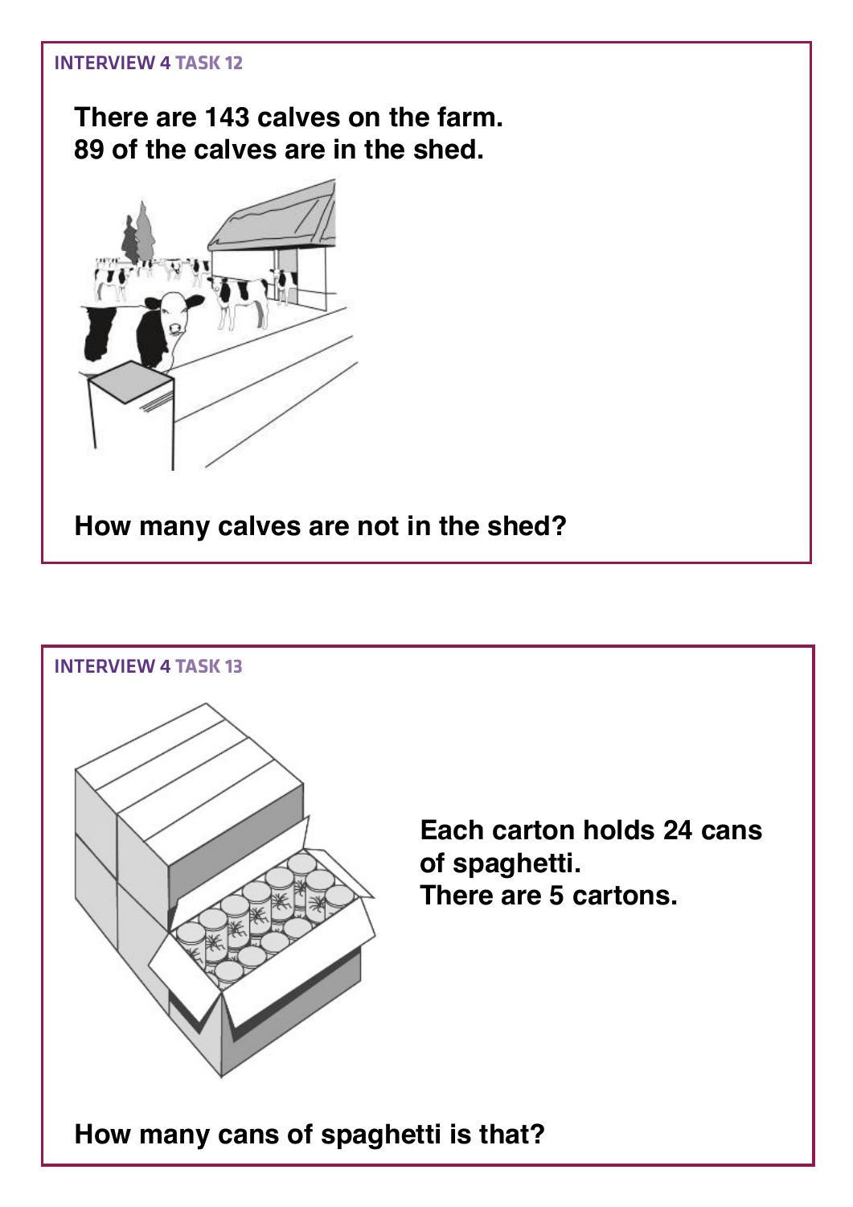INTERVIEW 4 TASK 12

**There are 143 calves on the farm.**
**89 of the calves are in the shed.**

**How many calves are not in the shed?**

INTERVIEW 4 TASK 13

**Each carton holds 24 cans of spaghetti.**
**There are 5 cartons.**

**How many cans of spaghetti is that?**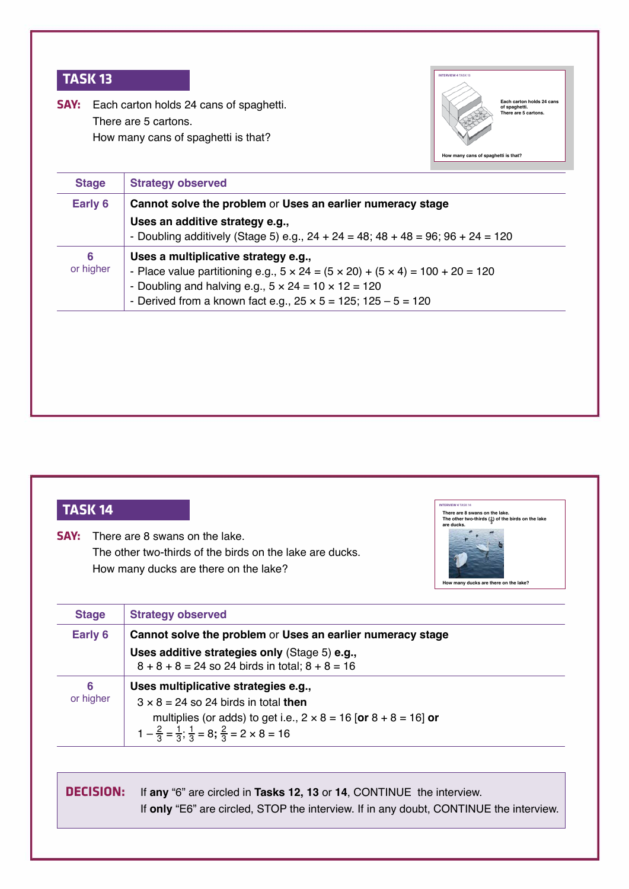## TASK 13

**SAY:** Each carton holds 24 cans of spaghetti.
There are 5 cartons.
How many cans of spaghetti is that?

| Stage | Strategy observed |
|---|---|
| Early 6 | **Cannot solve the problem** or **Uses an earlier numeracy stage**<br>**Uses an additive strategy e.g.,**<br>- Doubling additively (Stage 5) e.g., $24 + 24 = 48$; $48 + 48 = 96$; $96 + 24 = 120$ |
| 6<br>or higher | **Uses a multiplicative strategy e.g.,**<br>- Place value partitioning e.g., $5 \times 24 = (5 \times 20) + (5 \times 4) = 100 + 20 = 120$<br>- Doubling and halving e.g., $5 \times 24 = 10 \times 12 = 120$<br>- Derived from a known fact e.g., $25 \times 5 = 125$; $125 - 5 = 120$ |

## TASK 14

**SAY:** There are 8 swans on the lake.
The other two-thirds of the birds on the lake are ducks.
How many ducks are there on the lake?

| Stage | Strategy observed |
|---|---|
| Early 6 | **Cannot solve the problem** or **Uses an earlier numeracy stage**<br>**Uses additive strategies only** (Stage 5) **e.g.,**<br>$8 + 8 + 8 = 24$ so 24 birds in total; $8 + 8 = 16$ |
| 6<br>or higher | **Uses multiplicative strategies e.g.,**<br>$3 \times 8 = 24$ so 24 birds in total **then**<br>multiplies (or adds) to get i.e., $2 \times 8 = 16$ [**or** $8 + 8 = 16$] **or**<br>$1 - \frac{2}{3} = \frac{1}{3}$; $\frac{1}{3} = 8$; $\frac{2}{3} = 2 \times 8 = 16$ |

**DECISION:** If **any** "6" are circled in **Tasks 12, 13** or **14**, CONTINUE the interview.
If **only** "E6" are circled, STOP the interview. If in any doubt, CONTINUE the interview.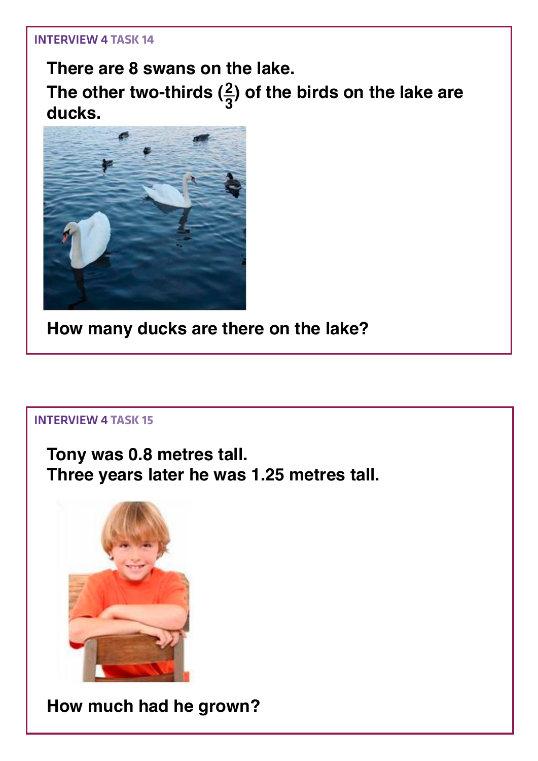INTERVIEW 4 TASK 14

**There are 8 swans on the lake.**
**The other two-thirds ($\frac{2}{3}$) of the birds on the lake are ducks.**

**How many ducks are there on the lake?**

INTERVIEW 4 TASK 15

**Tony was 0.8 metres tall.**
**Three years later he was 1.25 metres tall.**

**How much had he grown?**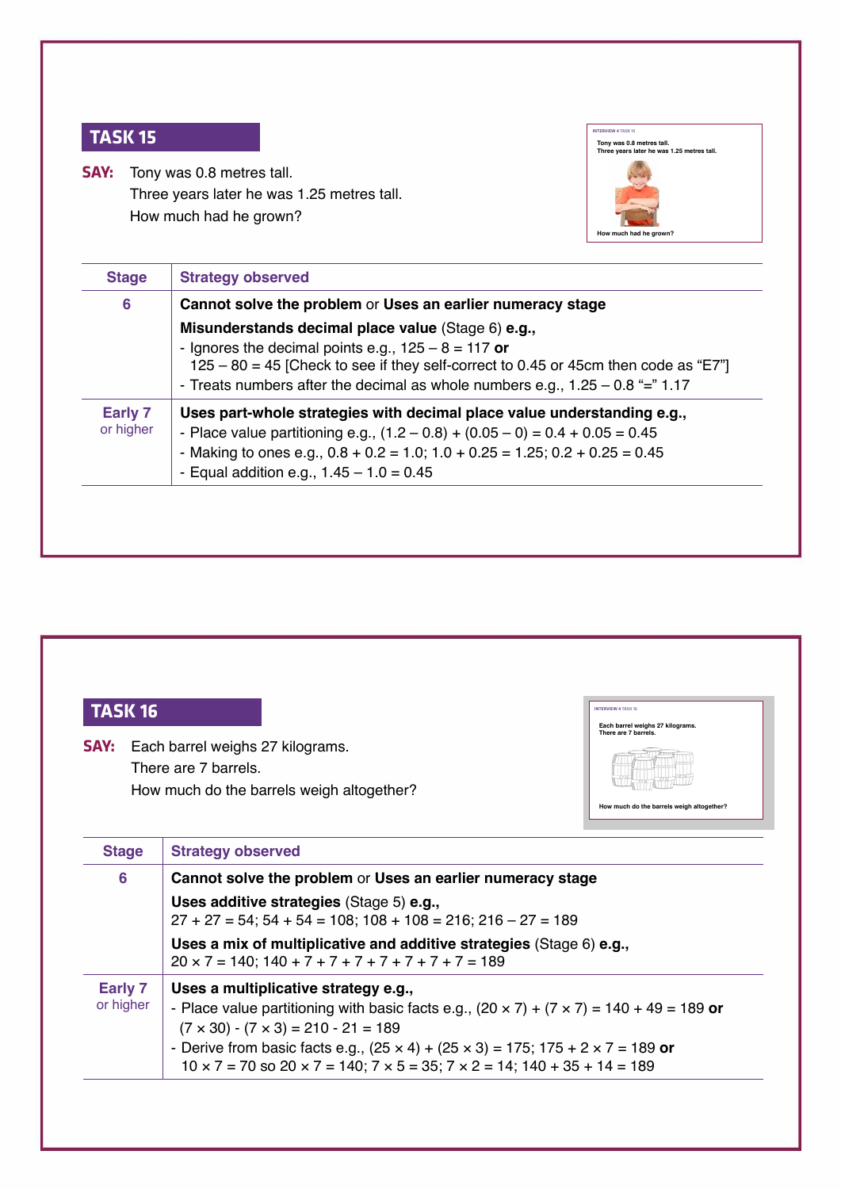## TASK 15

**SAY:** Tony was 0.8 metres tall.
Three years later he was 1.25 metres tall.
How much had he grown?

| Stage | Strategy observed |
|---|---|
| 6 | **Cannot solve the problem** or **Uses an earlier numeracy stage**<br>**Misunderstands decimal place value** (Stage 6) **e.g.,**<br>- Ignores the decimal points e.g., 125 – 8 = 117 **or** 125 – 80 = 45 [Check to see if they self-correct to 0.45 or 45cm then code as "E7"]<br>- Treats numbers after the decimal as whole numbers e.g., 1.25 – 0.8 "=" 1.17 |
| Early 7 or higher | **Uses part-whole strategies with decimal place value understanding e.g.,**<br>- Place value partitioning e.g., (1.2 – 0.8) + (0.05 – 0) = 0.4 + 0.05 = 0.45<br>- Making to ones e.g., 0.8 + 0.2 = 1.0; 1.0 + 0.25 = 1.25; 0.2 + 0.25 = 0.45<br>- Equal addition e.g., 1.45 – 1.0 = 0.45 |

## TASK 16

**SAY:** Each barrel weighs 27 kilograms.
There are 7 barrels.
How much do the barrels weigh altogether?

| Stage | Strategy observed |
|---|---|
| 6 | **Cannot solve the problem** or **Uses an earlier numeracy stage**<br>**Uses additive strategies** (Stage 5) **e.g.,**<br>27 + 27 = 54; 54 + 54 = 108; 108 + 108 = 216; 216 – 27 = 189<br>**Uses a mix of multiplicative and additive strategies** (Stage 6) **e.g.,**<br>20 × 7 = 140; 140 + 7 + 7 + 7 + 7 + 7 + 7 + 7 = 189 |
| Early 7 or higher | **Uses a multiplicative strategy e.g.,**<br>- Place value partitioning with basic facts e.g., (20 × 7) + (7 × 7) = 140 + 49 = 189 **or** (7 × 30) - (7 × 3) = 210 - 21 = 189<br>- Derive from basic facts e.g., (25 × 4) + (25 × 3) = 175; 175 + 2 × 7 = 189 **or** 10 × 7 = 70 so 20 × 7 = 140; 7 × 5 = 35; 7 × 2 = 14; 140 + 35 + 14 = 189 |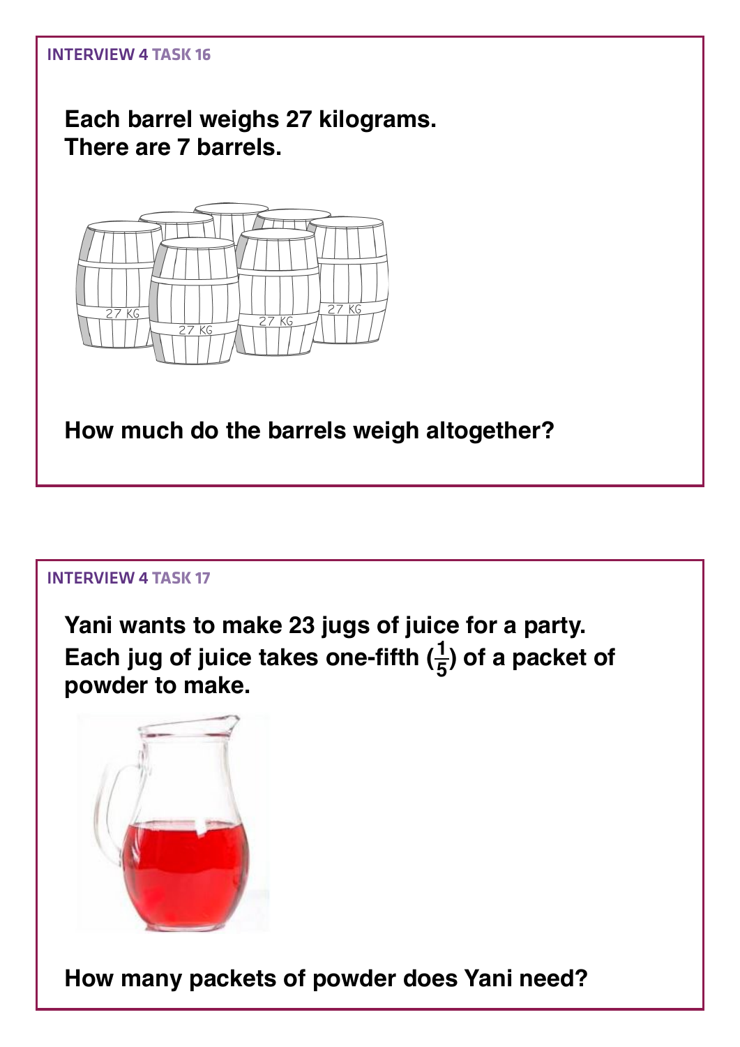INTERVIEW 4 TASK 16

**Each barrel weighs 27 kilograms.**
**There are 7 barrels.**

**How much do the barrels weigh altogether?**

INTERVIEW 4 TASK 17

**Yani wants to make 23 jugs of juice for a party.**
**Each jug of juice takes one-fifth ($\frac{1}{5}$) of a packet of powder to make.**

**How many packets of powder does Yani need?**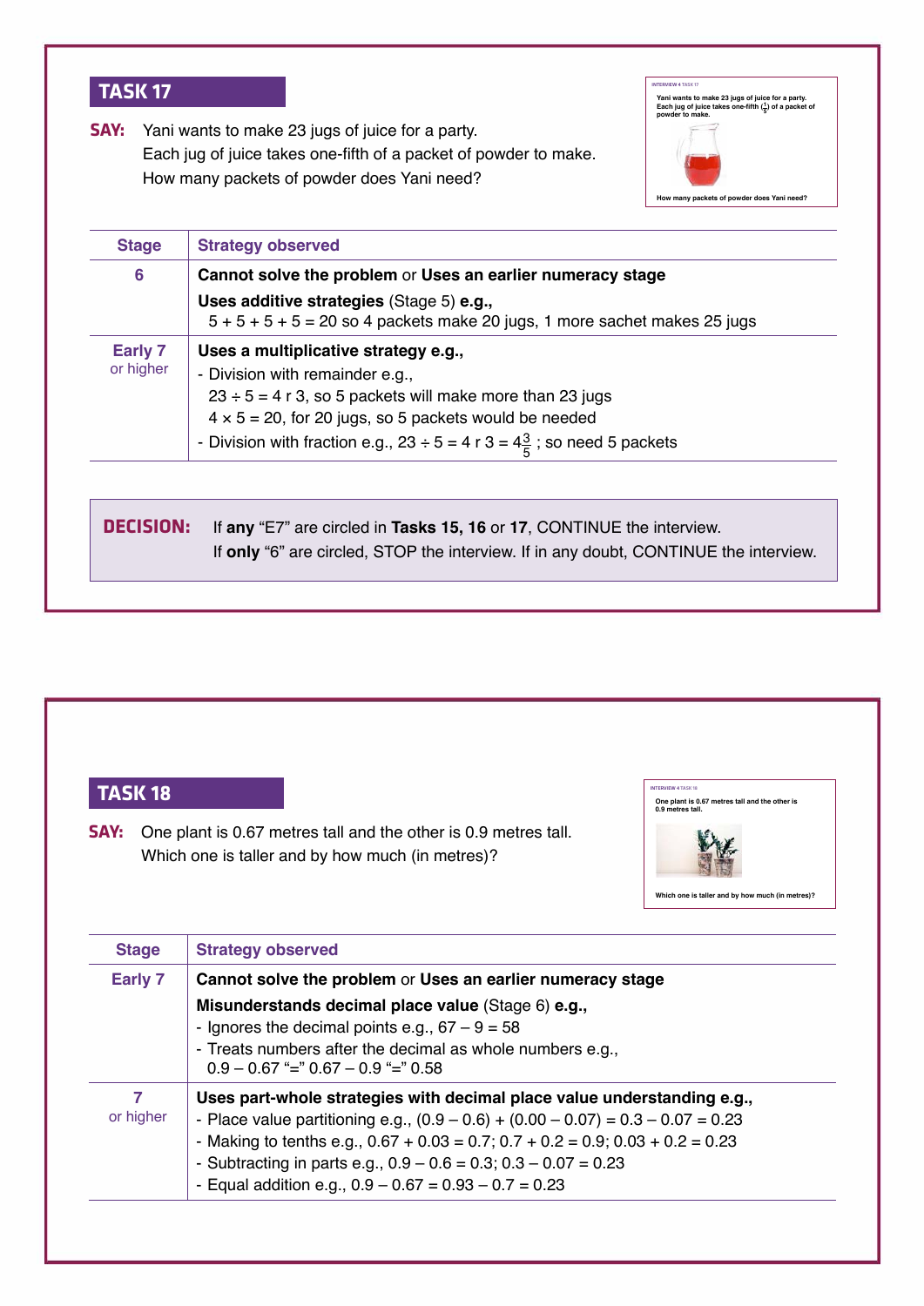## TASK 17

**SAY:** Yani wants to make 23 jugs of juice for a party.
Each jug of juice takes one-fifth of a packet of powder to make.
How many packets of powder does Yani need?

| Stage | Strategy observed |
|---|---|
| 6 | **Cannot solve the problem** or **Uses an earlier numeracy stage**<br>**Uses additive strategies** (Stage 5) **e.g.,**<br>5 + 5 + 5 + 5 = 20 so 4 packets make 20 jugs, 1 more sachet makes 25 jugs |
| Early 7 or higher | **Uses a multiplicative strategy e.g.,**<br>- Division with remainder e.g.,<br>23 ÷ 5 = 4 r 3, so 5 packets will make more than 23 jugs<br>4 × 5 = 20, for 20 jugs, so 5 packets would be needed<br>- Division with fraction e.g., 23 ÷ 5 = 4 r 3 = $4\frac{3}{5}$ ; so need 5 packets |

**DECISION:** If **any** “E7” are circled in **Tasks 15, 16** or **17**, CONTINUE the interview.
If **only** “6” are circled, STOP the interview. If in any doubt, CONTINUE the interview.

## TASK 18

**SAY:** One plant is 0.67 metres tall and the other is 0.9 metres tall.
Which one is taller and by how much (in metres)?

| Stage | Strategy observed |
|---|---|
| Early 7 | **Cannot solve the problem** or **Uses an earlier numeracy stage**<br>**Misunderstands decimal place value** (Stage 6) **e.g.,**<br>- Ignores the decimal points e.g., 67 – 9 = 58<br>- Treats numbers after the decimal as whole numbers e.g.,<br>0.9 – 0.67 “=” 0.67 – 0.9 “=” 0.58 |
| 7 or higher | **Uses part-whole strategies with decimal place value understanding e.g.,**<br>- Place value partitioning e.g., (0.9 – 0.6) + (0.00 – 0.07) = 0.3 – 0.07 = 0.23<br>- Making to tenths e.g., 0.67 + 0.03 = 0.7; 0.7 + 0.2 = 0.9; 0.03 + 0.2 = 0.23<br>- Subtracting in parts e.g., 0.9 – 0.6 = 0.3; 0.3 – 0.07 = 0.23<br>- Equal addition e.g., 0.9 – 0.67 = 0.93 – 0.7 = 0.23 |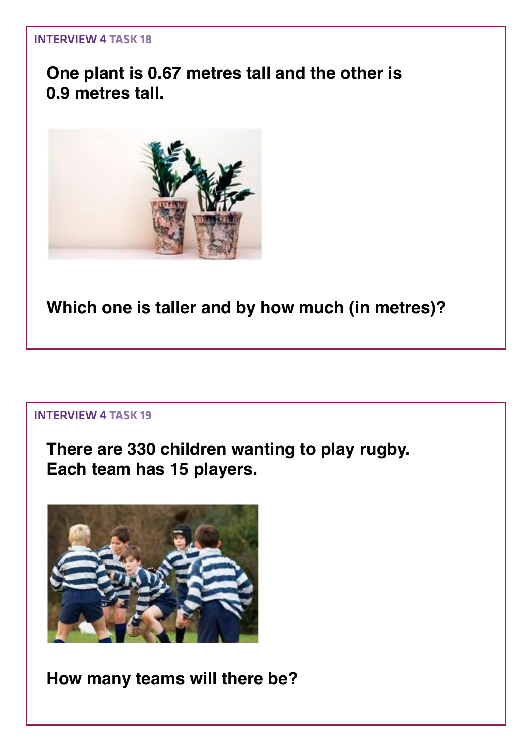INTERVIEW 4 TASK 18

**One plant is 0.67 metres tall and the other is 0.9 metres tall.**

**Which one is taller and by how much (in metres)?**

INTERVIEW 4 TASK 19

**There are 330 children wanting to play rugby. Each team has 15 players.**

**How many teams will there be?**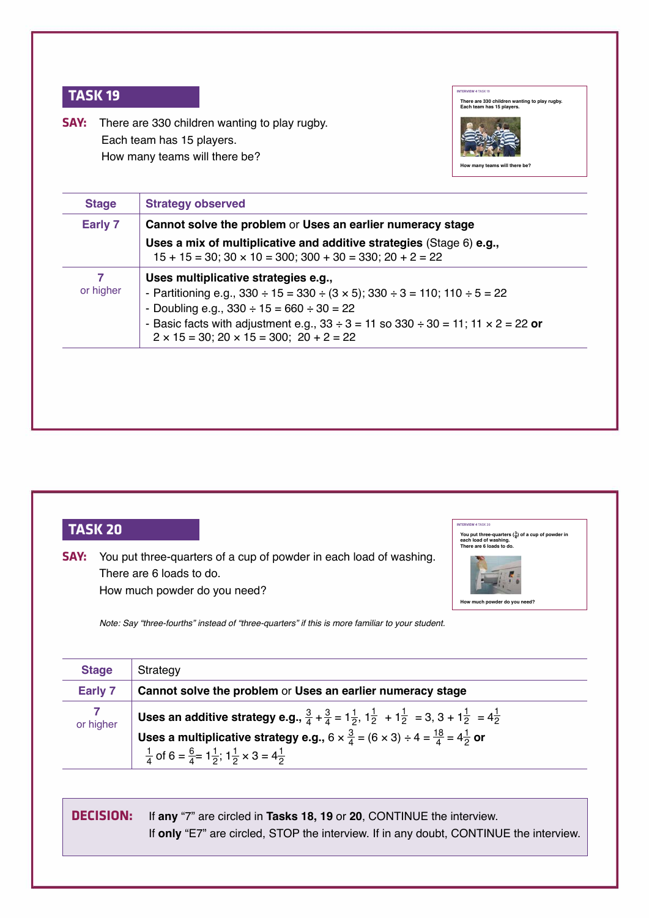## TASK 19

**SAY:** There are 330 children wanting to play rugby.
Each team has 15 players.
How many teams will there be?

| Stage | Strategy observed |
|---|---|
| Early 7 | **Cannot solve the problem** or **Uses an earlier numeracy stage**<br>**Uses a mix of multiplicative and additive strategies** (Stage 6) **e.g.,** 15 + 15 = 30; 30 × 10 = 300; 300 + 30 = 330; 20 + 2 = 22 |
| 7<br>or higher | **Uses multiplicative strategies e.g.,**<br>- Partitioning e.g., 330 ÷ 15 = 330 ÷ (3 × 5); 330 ÷ 3 = 110; 110 ÷ 5 = 22<br>- Doubling e.g., 330 ÷ 15 = 660 ÷ 30 = 22<br>- Basic facts with adjustment e.g., 33 ÷ 3 = 11 so 330 ÷ 30 = 11; 11 × 2 = 22 **or** 2 × 15 = 30; 20 × 15 = 300; 20 + 2 = 22 |

## TASK 20

**SAY:** You put three-quarters of a cup of powder in each load of washing.
There are 6 loads to do.
How much powder do you need?

*Note: Say "three-fourths" instead of "three-quarters" if this is more familiar to your student.*

| Stage | Strategy |
|---|---|
| Early 7 | **Cannot solve the problem** or **Uses an earlier numeracy stage** |
| 7<br>or higher | **Uses an additive strategy e.g.,** $\frac{3}{4} + \frac{3}{4} = 1\frac{1}{2}$, $1\frac{1}{2} + 1\frac{1}{2} = 3$, $3 + 1\frac{1}{2} = 4\frac{1}{2}$<br>**Uses a multiplicative strategy e.g.,** $6 \times \frac{3}{4} = (6 \times 3) \div 4 = \frac{18}{4} = 4\frac{1}{2}$ **or** $\frac{1}{4}$ of $6 = \frac{6}{4} = 1\frac{1}{2}$; $1\frac{1}{2} \times 3 = 4\frac{1}{2}$ |

**DECISION:** If **any** "7" are circled in **Tasks 18, 19** or **20**, CONTINUE the interview.
If **only** "E7" are circled, STOP the interview. If in any doubt, CONTINUE the interview.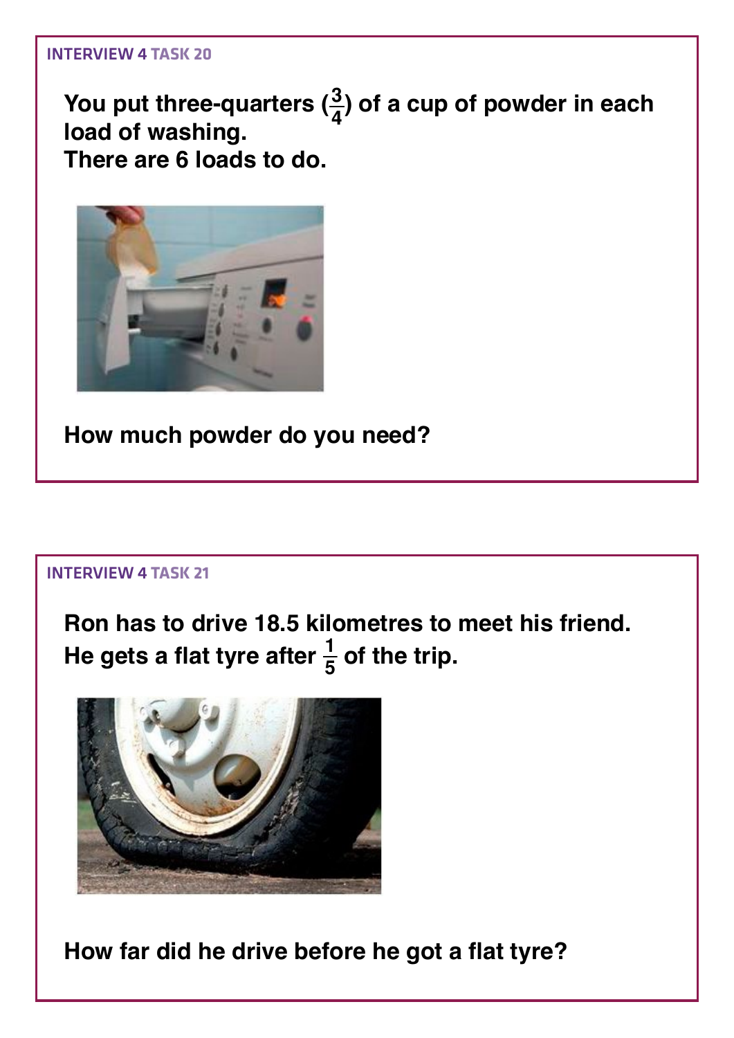INTERVIEW 4 TASK 20

**You put three-quarters ($\frac{3}{4}$) of a cup of powder in each load of washing.**
**There are 6 loads to do.**

**How much powder do you need?**

INTERVIEW 4 TASK 21

**Ron has to drive 18.5 kilometres to meet his friend.**
**He gets a flat tyre after $\frac{1}{5}$ of the trip.**

**How far did he drive before he got a flat tyre?**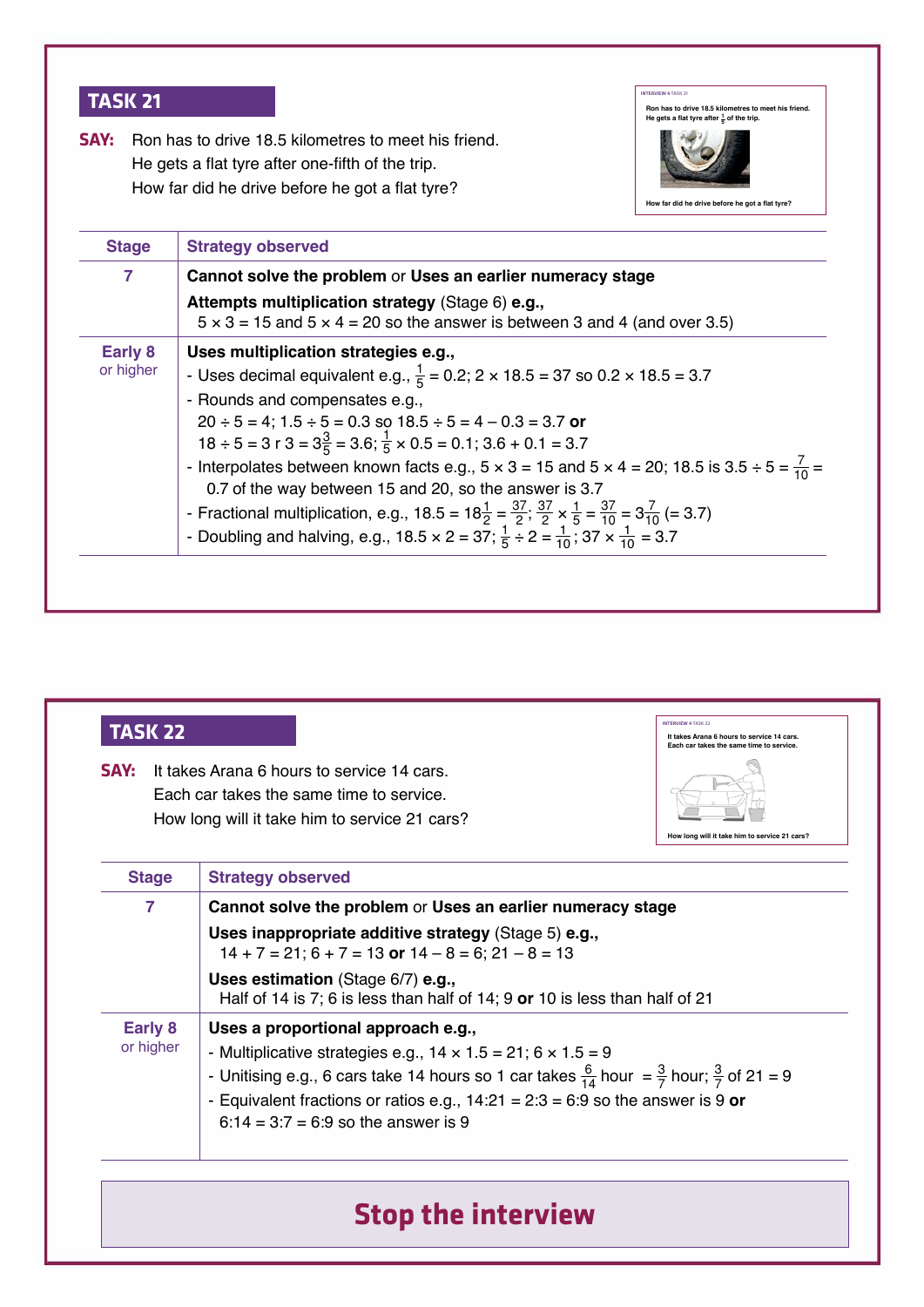## TASK 21

**SAY:** Ron has to drive 18.5 kilometres to meet his friend.
He gets a flat tyre after one-fifth of the trip.
How far did he drive before he got a flat tyre?

| Stage | Strategy observed |
|---|---|
| 7 | **Cannot solve the problem** or **Uses an earlier numeracy stage**<br><br>**Attempts multiplication strategy** (Stage 6) **e.g.,**<br>$5 \times 3 = 15$ and $5 \times 4 = 20$ so the answer is between 3 and 4 (and over 3.5) |
| Early 8<br>or higher | **Uses multiplication strategies e.g.,**<br>- Uses decimal equivalent e.g., $\frac{1}{5} = 0.2$; $2 \times 18.5 = 37$ so $0.2 \times 18.5 = 3.7$<br>- Rounds and compensates e.g.,<br>$20 \div 5 = 4$; $1.5 \div 5 = 0.3$ so $18.5 \div 5 = 4 - 0.3 = 3.7$ **or**<br>$18 \div 5 = 3$ r $3 = 3\frac{3}{5} = 3.6$; $\frac{1}{5} \times 0.5 = 0.1$; $3.6 + 0.1 = 3.7$<br>- Interpolates between known facts e.g., $5 \times 3 = 15$ and $5 \times 4 = 20$; 18.5 is $3.5 \div 5 = \frac{7}{10} =$ 0.7 of the way between 15 and 20, so the answer is 3.7<br>- Fractional multiplication, e.g., $18.5 = 18\frac{1}{2} = \frac{37}{2}$; $\frac{37}{2} \times \frac{1}{5} = \frac{37}{10} = 3\frac{7}{10}$ (= 3.7)<br>- Doubling and halving, e.g., $18.5 \times 2 = 37$; $\frac{1}{5} \div 2 = \frac{1}{10}$; $37 \times \frac{1}{10} = 3.7$ |

## TASK 22

**SAY:** It takes Arana 6 hours to service 14 cars.
Each car takes the same time to service.
How long will it take him to service 21 cars?

| Stage | Strategy observed |
|---|---|
| 7 | **Cannot solve the problem** or **Uses an earlier numeracy stage**<br><br>**Uses inappropriate additive strategy** (Stage 5) **e.g.,**<br>$14 + 7 = 21$; $6 + 7 = 13$ **or** $14 - 8 = 6$; $21 - 8 = 13$<br><br>**Uses estimation** (Stage 6/7) **e.g.,**<br>Half of 14 is 7; 6 is less than half of 14; 9 **or** 10 is less than half of 21 |
| Early 8<br>or higher | **Uses a proportional approach e.g.,**<br>- Multiplicative strategies e.g., $14 \times 1.5 = 21$; $6 \times 1.5 = 9$<br>- Unitising e.g., 6 cars take 14 hours so 1 car takes $\frac{6}{14}$ hour $= \frac{3}{7}$ hour; $\frac{3}{7}$ of $21 = 9$<br>- Equivalent fractions or ratios e.g., $14:21 = 2:3 = 6:9$ so the answer is 9 **or** $6:14 = 3:7 = 6:9$ so the answer is 9 |

## Stop the interview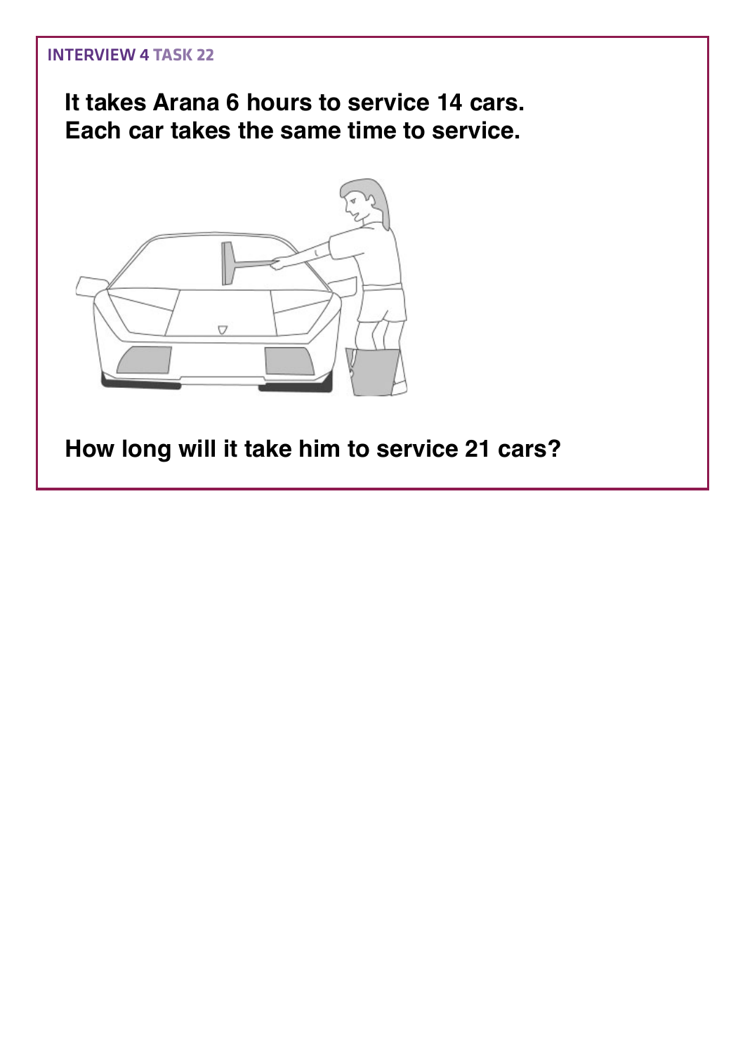INTERVIEW 4 TASK 22

**It takes Arana 6 hours to service 14 cars.**
**Each car takes the same time to service.**

**How long will it take him to service 21 cars?**